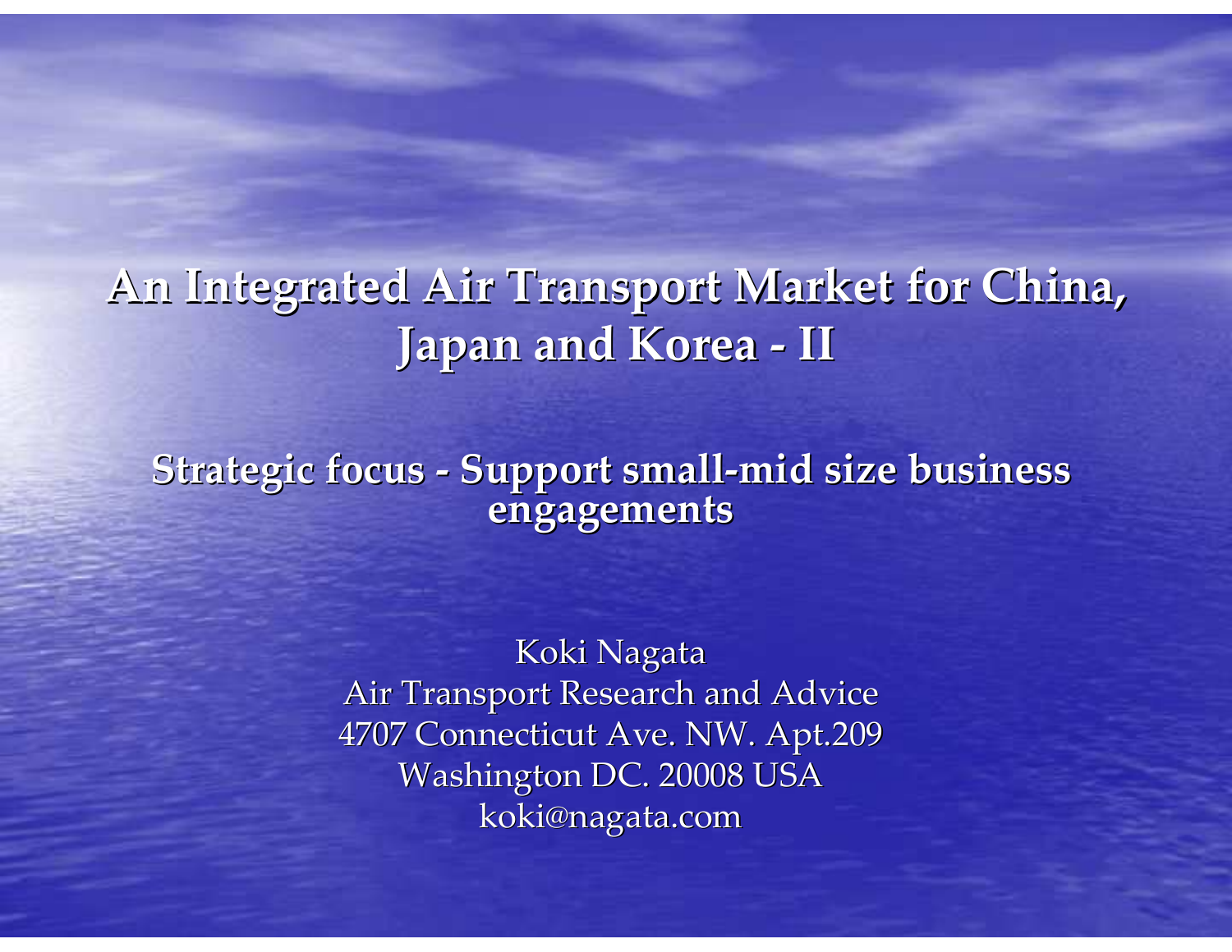# An Integrated Air Transport Market for China, Japan and Korea - II

## Strategic focus - Support small-mid size business engagements

Koki Nagata
Air Transport Research and Advice
4707 Connecticut Ave. NW. Apt.209
Washington DC. 20008 USA
koki@nagata.com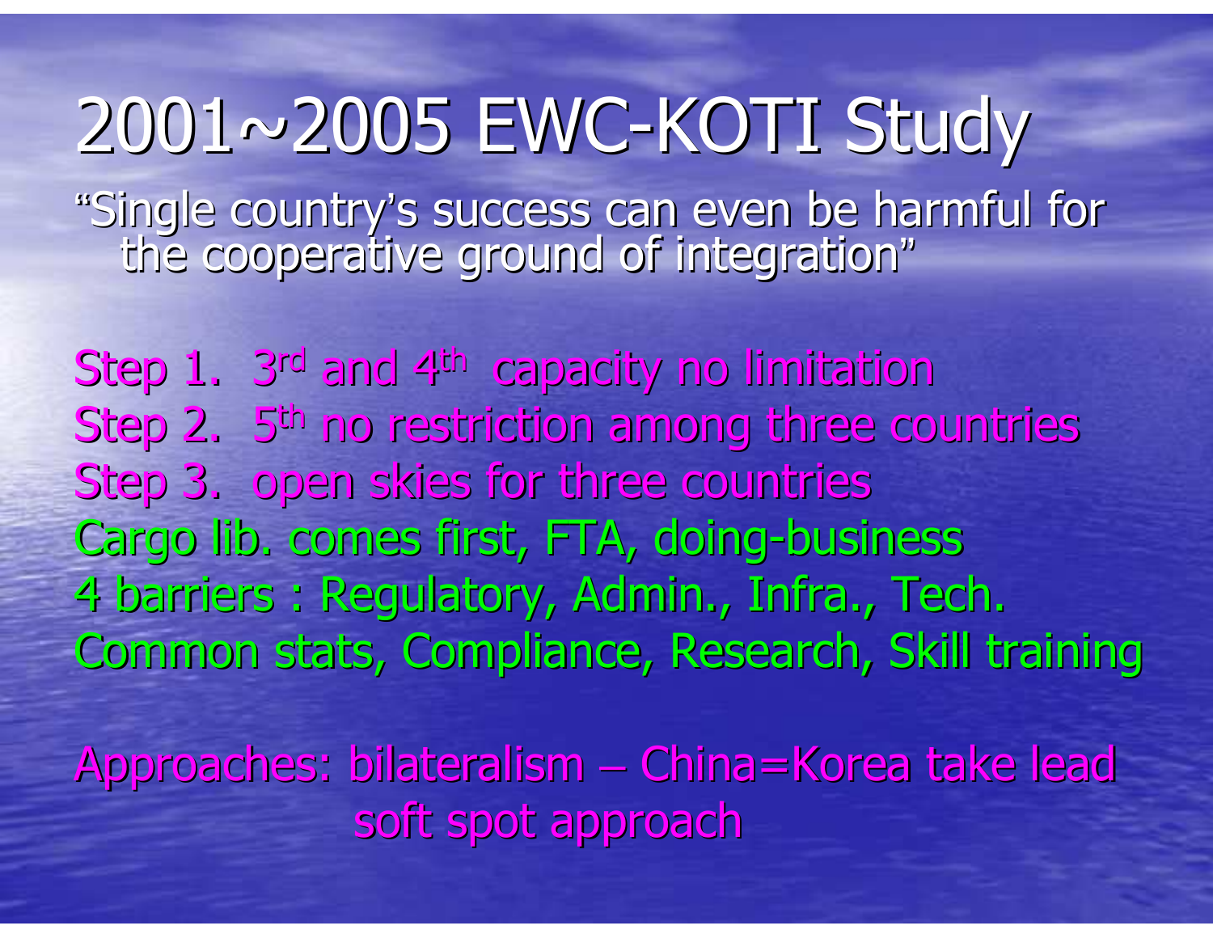# 2001~2005 EWC-KOTI Study

"Single country's success can even be harmful for the cooperative ground of integration"

Step 1. 3rd and 4th capacity no limitation
Step 2. 5th no restriction among three countries
Step 3. open skies for three countries
Cargo lib. comes first, FTA, doing-business
4 barriers : Regulatory, Admin., Infra., Tech.
Common stats, Compliance, Research, Skill training

Approaches: bilateralism – China=Korea take lead
soft spot approach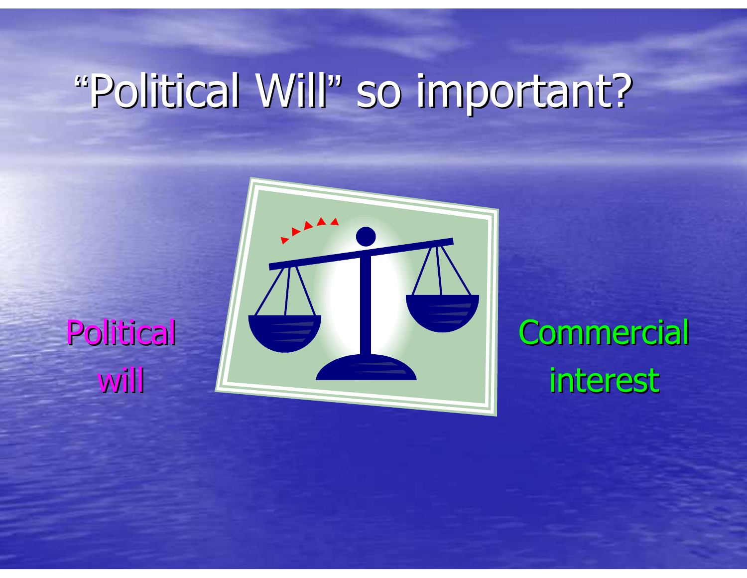# "Political Will" so important?

Political will

Commercial interest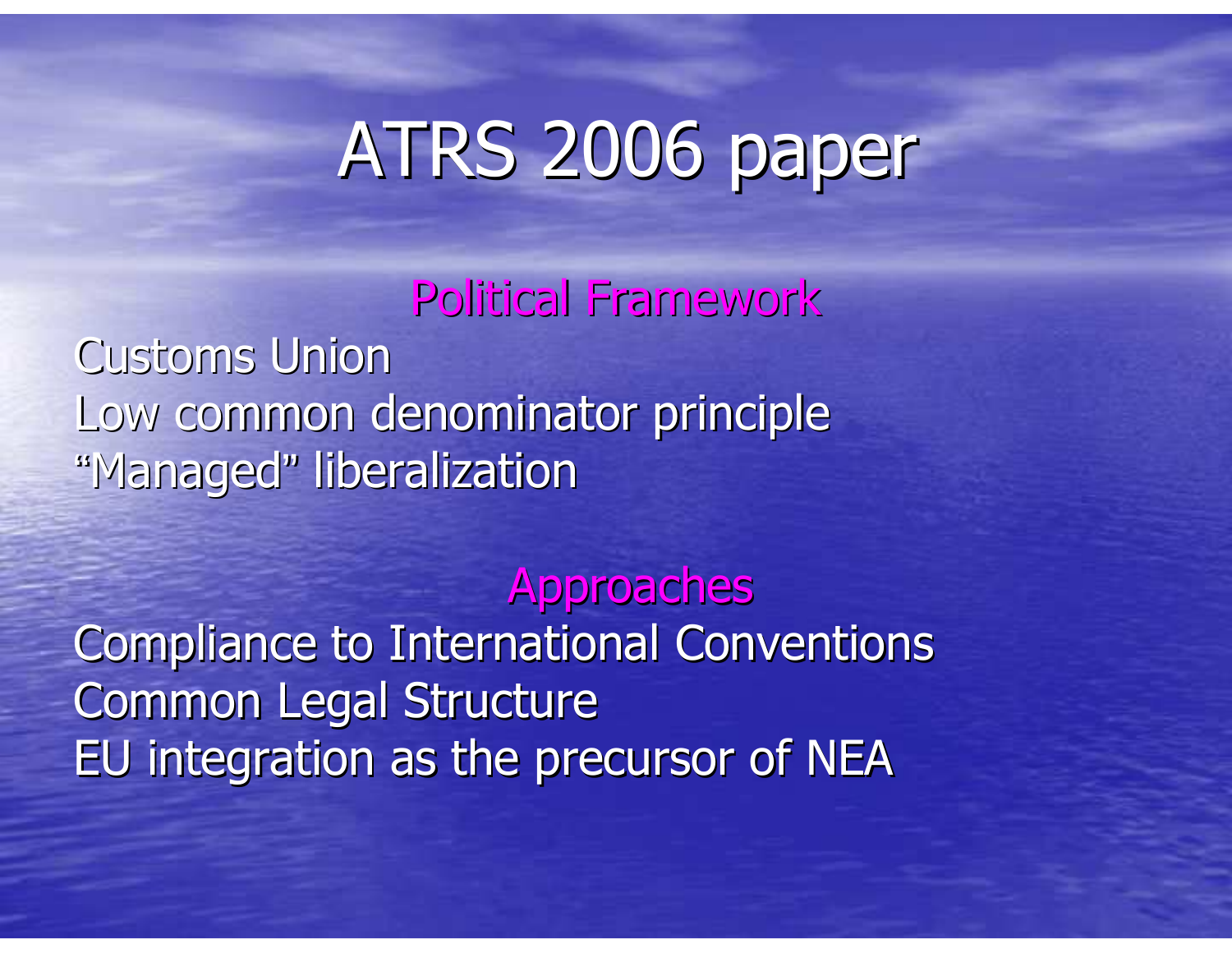# ATRS 2006 paper

## Political Framework

Customs Union
Low common denominator principle
"Managed" liberalization

## Approaches

Compliance to International Conventions
Common Legal Structure
EU integration as the precursor of NEA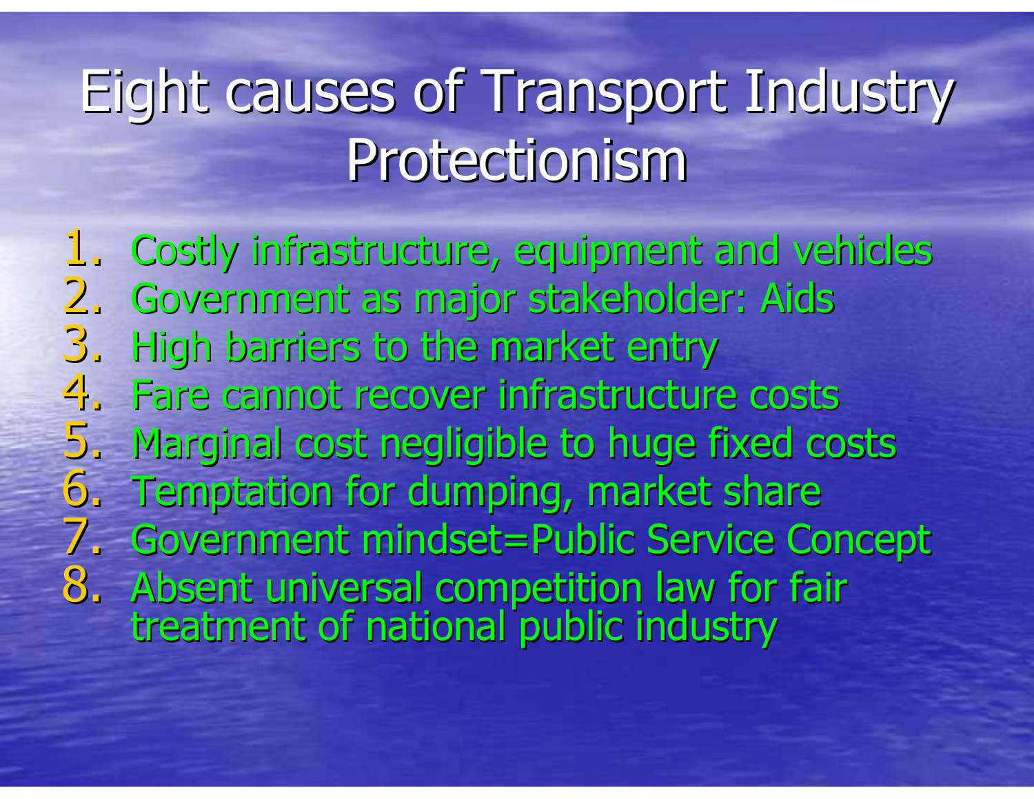# Eight causes of Transport Industry Protectionism

1. Costly infrastructure, equipment and vehicles
2. Government as major stakeholder: Aids
3. High barriers to the market entry
4. Fare cannot recover infrastructure costs
5. Marginal cost negligible to huge fixed costs
6. Temptation for dumping, market share
7. Government mindset=Public Service Concept
8. Absent universal competition law for fair treatment of national public industry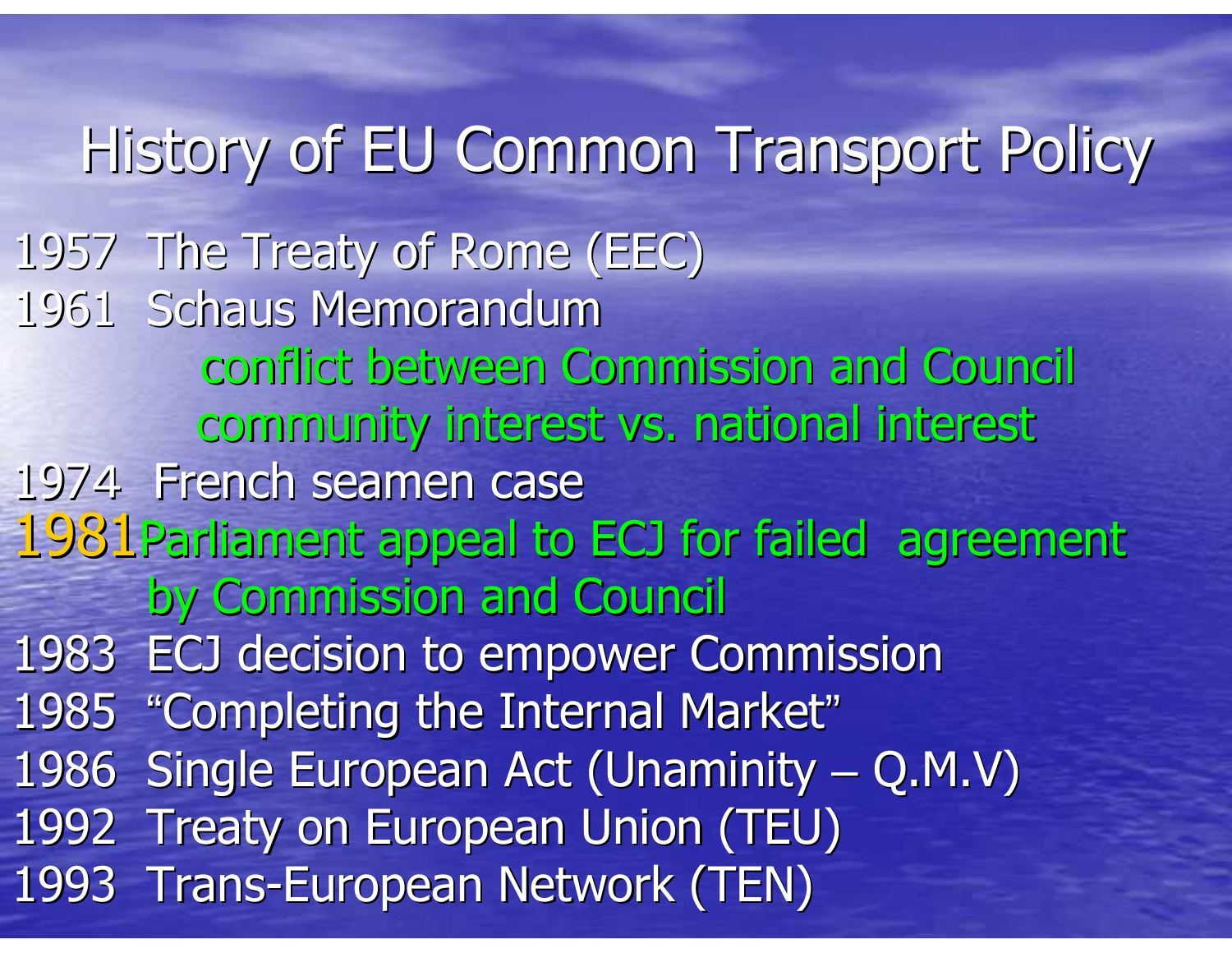# History of EU Common Transport Policy

1957 The Treaty of Rome (EEC)

1961 Schaus Memorandum

conflict between Commission and Council

community interest vs. national interest

1974 French seamen case

1981 Parliament appeal to ECJ for failed agreement by Commission and Council

1983 ECJ decision to empower Commission

1985 "Completing the Internal Market"

1986 Single European Act (Unaminity – Q.M.V)

1992 Treaty on European Union (TEU)

1993 Trans-European Network (TEN)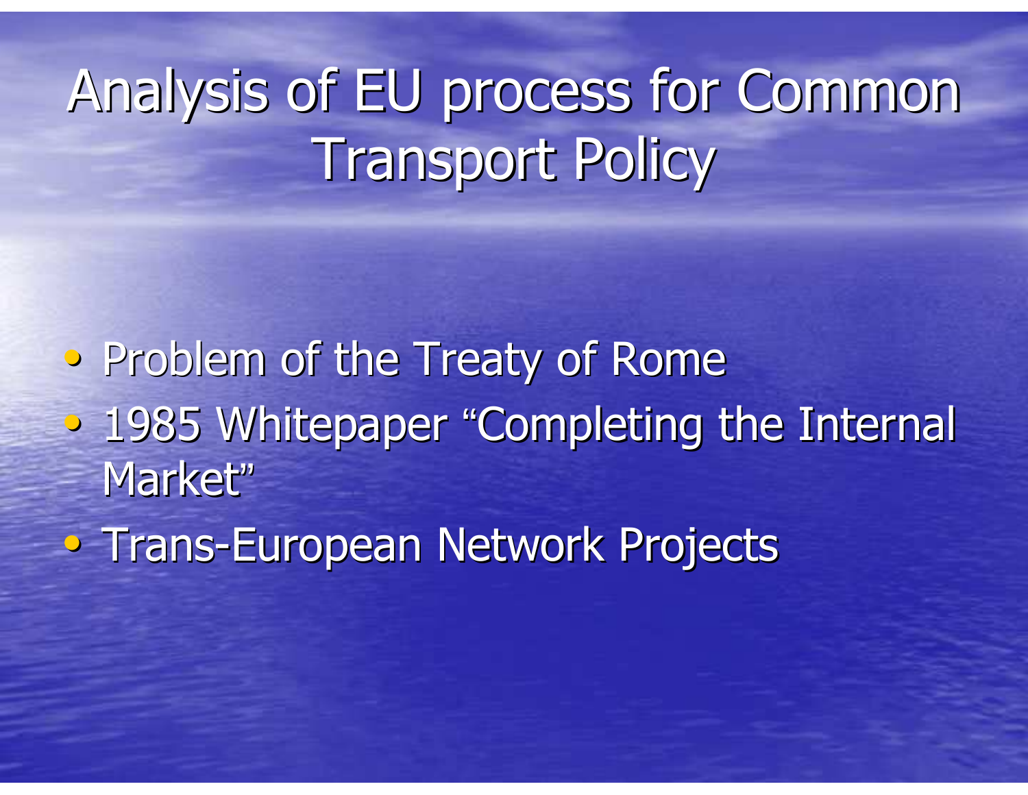# Analysis of EU process for Common Transport Policy

- Problem of the Treaty of Rome
- 1985 Whitepaper “Completing the Internal Market”
- Trans-European Network Projects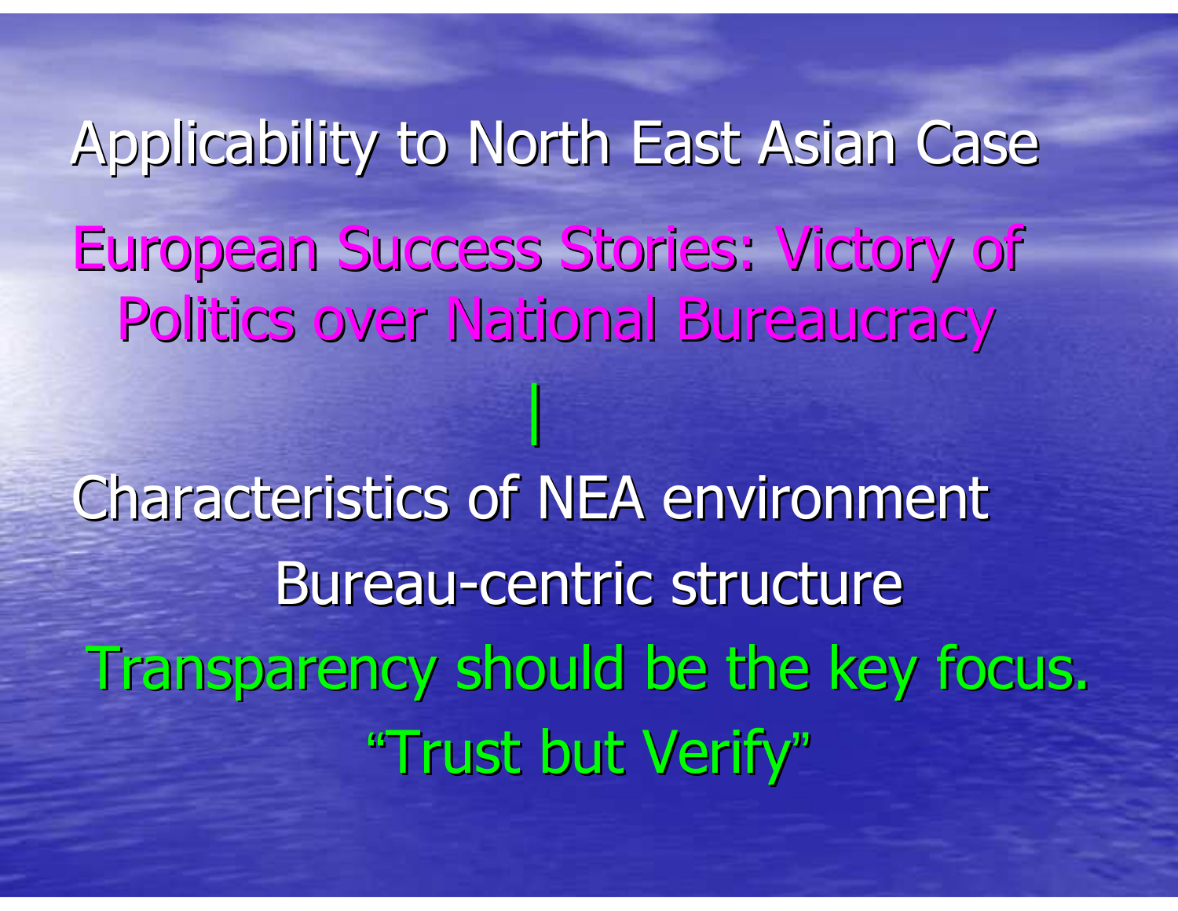# Applicability to North East Asian Case

European Success Stories: Victory of Politics over National Bureaucracy

|

Characteristics of NEA environment

Bureau-centric structure

Transparency should be the key focus.

"Trust but Verify"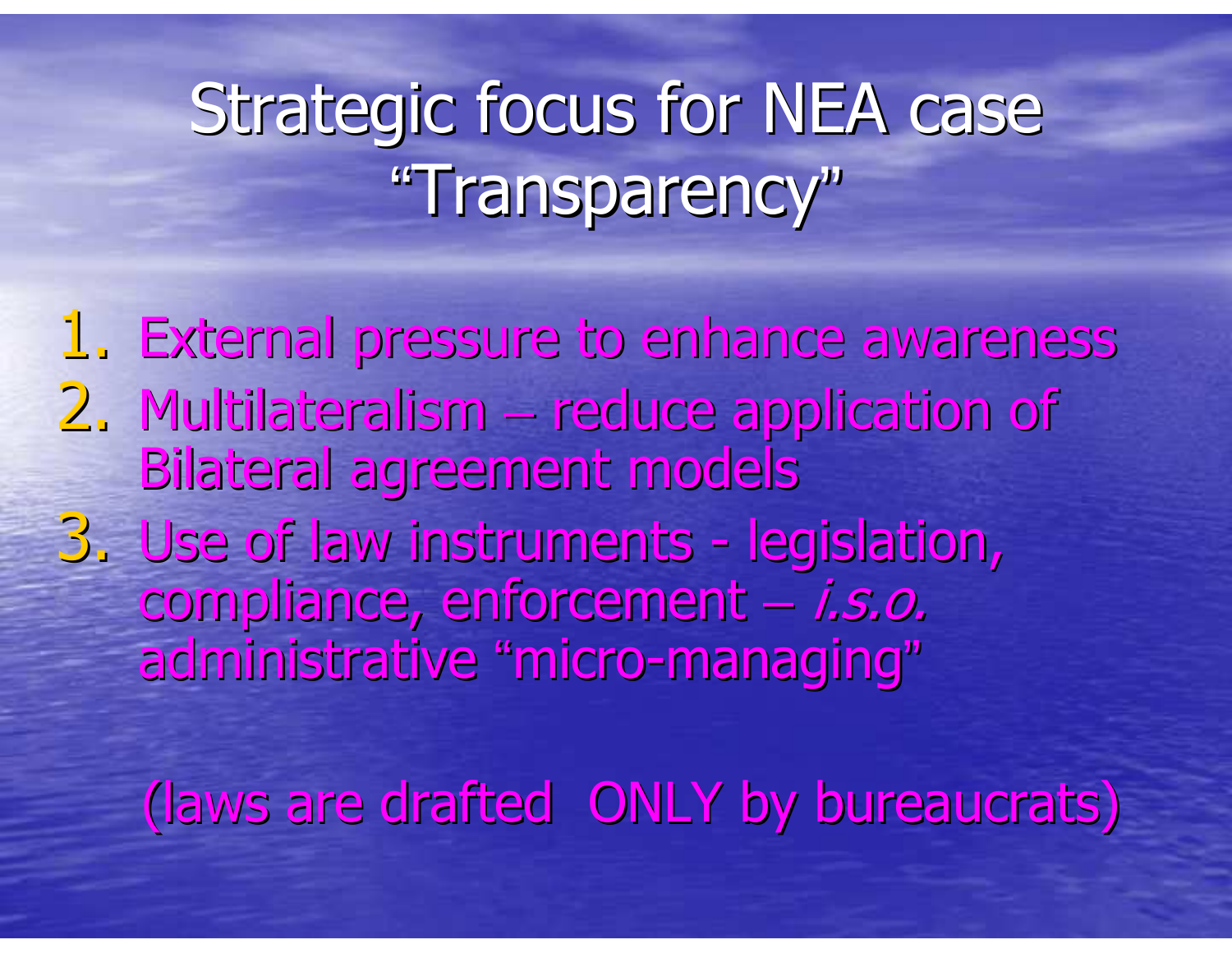# Strategic focus for NEA case "Transparency"

1. External pressure to enhance awareness
2. Multilateralism – reduce application of Bilateral agreement models
3. Use of law instruments - legislation, compliance, enforcement – *i.s.o.* administrative "micro-managing"

(laws are drafted ONLY by bureaucrats)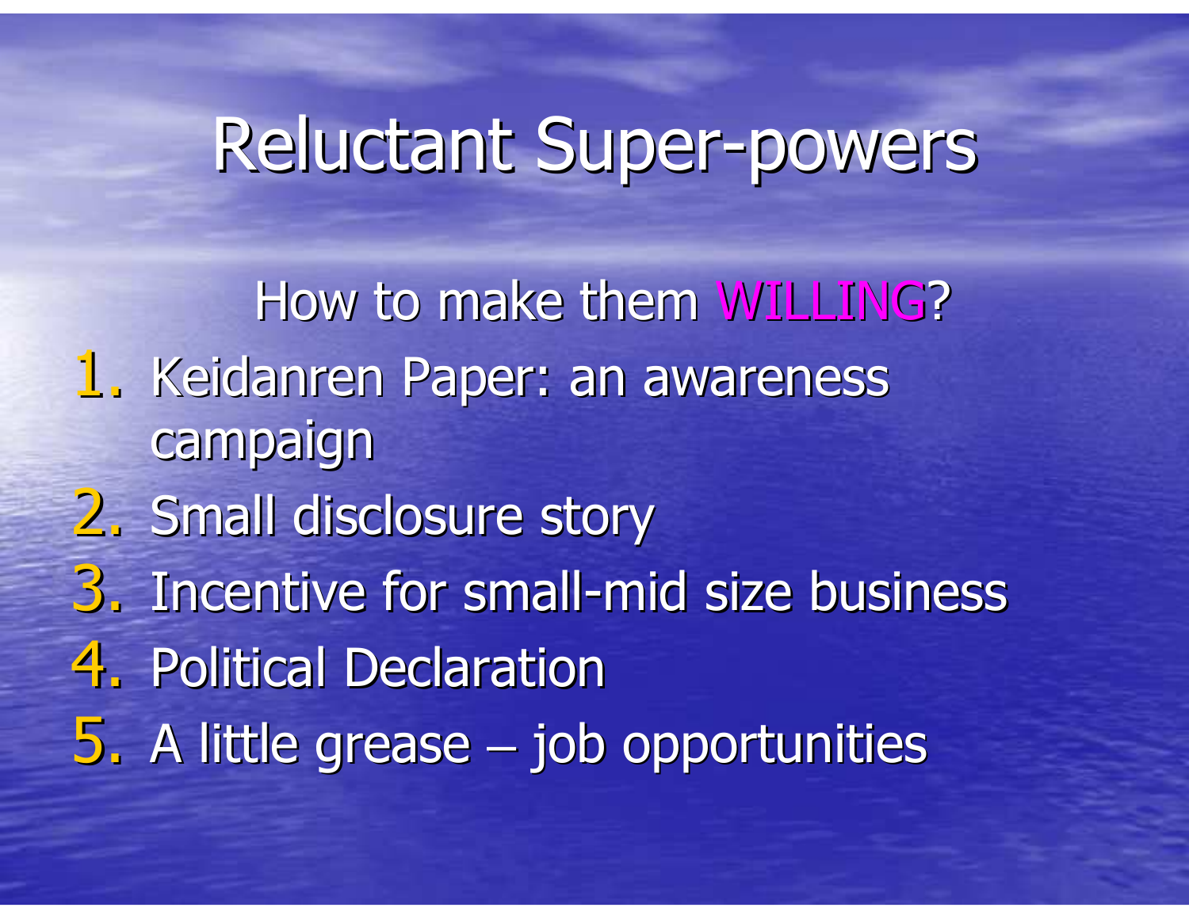# Reluctant Super-powers

How to make them WILLING?

1. Keidanren Paper: an awareness campaign
2. Small disclosure story
3. Incentive for small-mid size business
4. Political Declaration
5. A little grease – job opportunities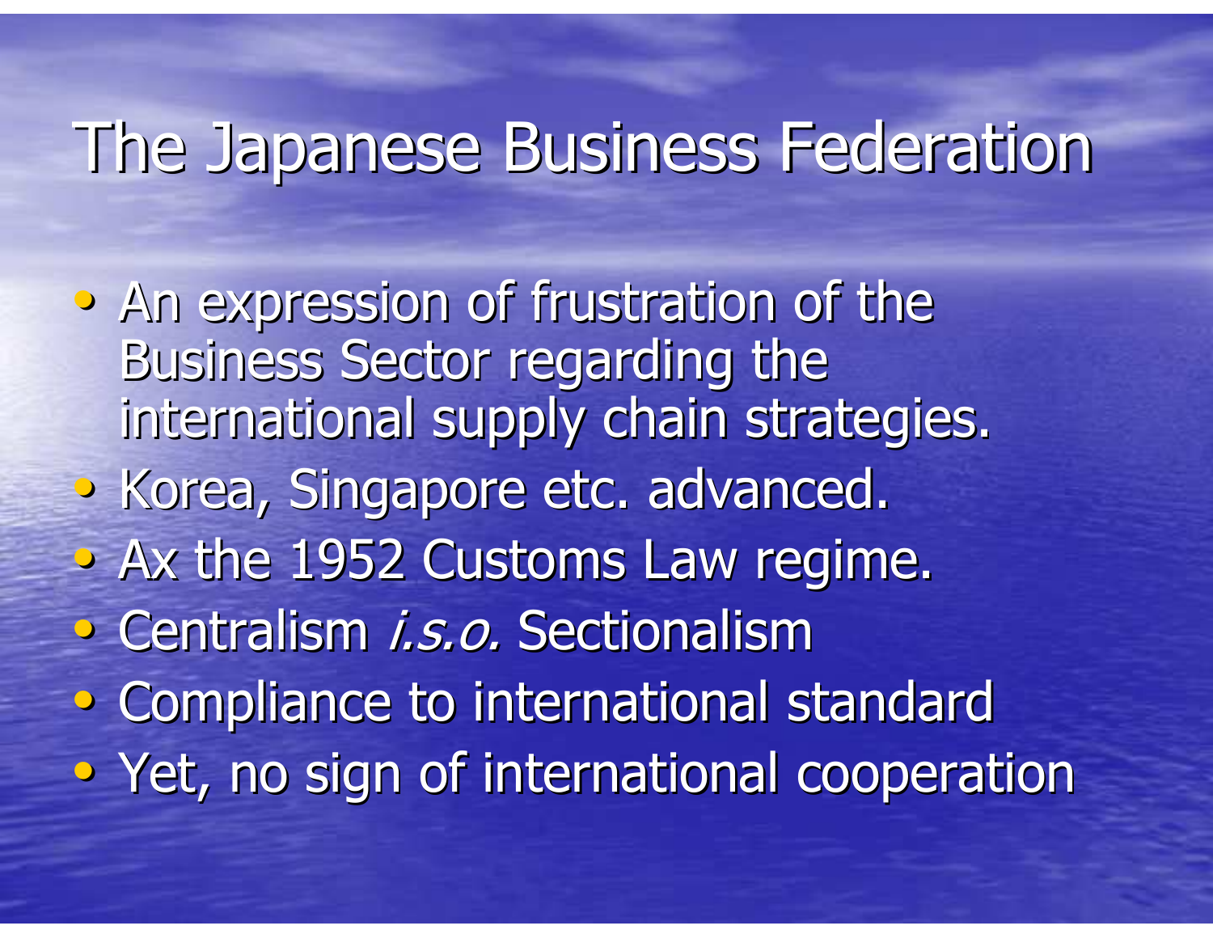# The Japanese Business Federation

- An expression of frustration of the Business Sector regarding the international supply chain strategies.
- Korea, Singapore etc. advanced.
- Ax the 1952 Customs Law regime.
- Centralism *i.s.o.* Sectionalism
- Compliance to international standard
- Yet, no sign of international cooperation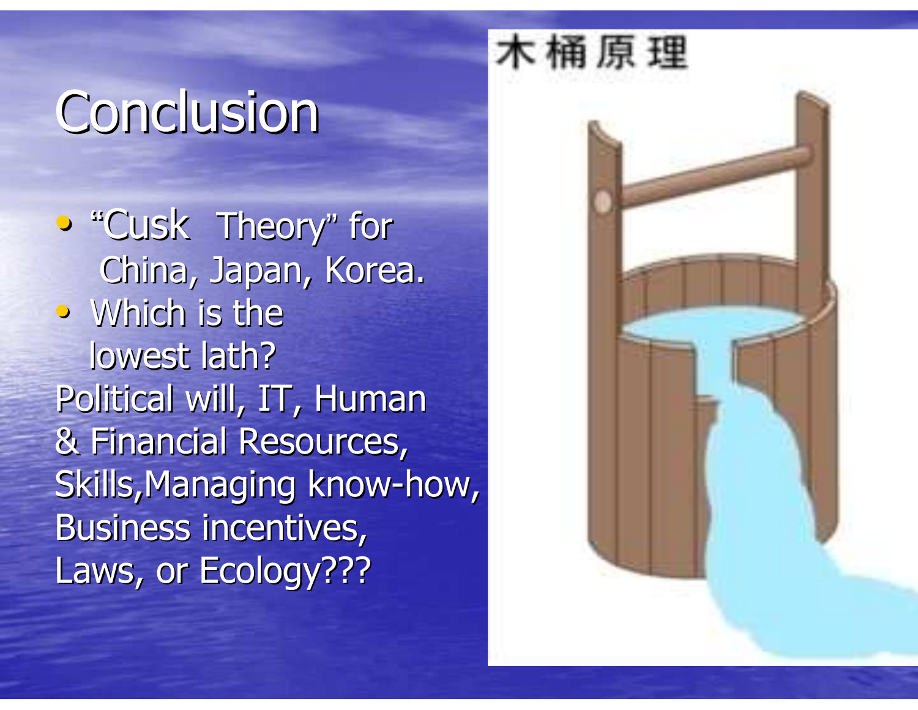# Conclusion

- "Cusk Theory" for China, Japan, Korea.
- Which is the lowest lath?

Political will, IT, Human & Financial Resources, Skills,Managing know-how, Business incentives, Laws, or Ecology???

木桶原理